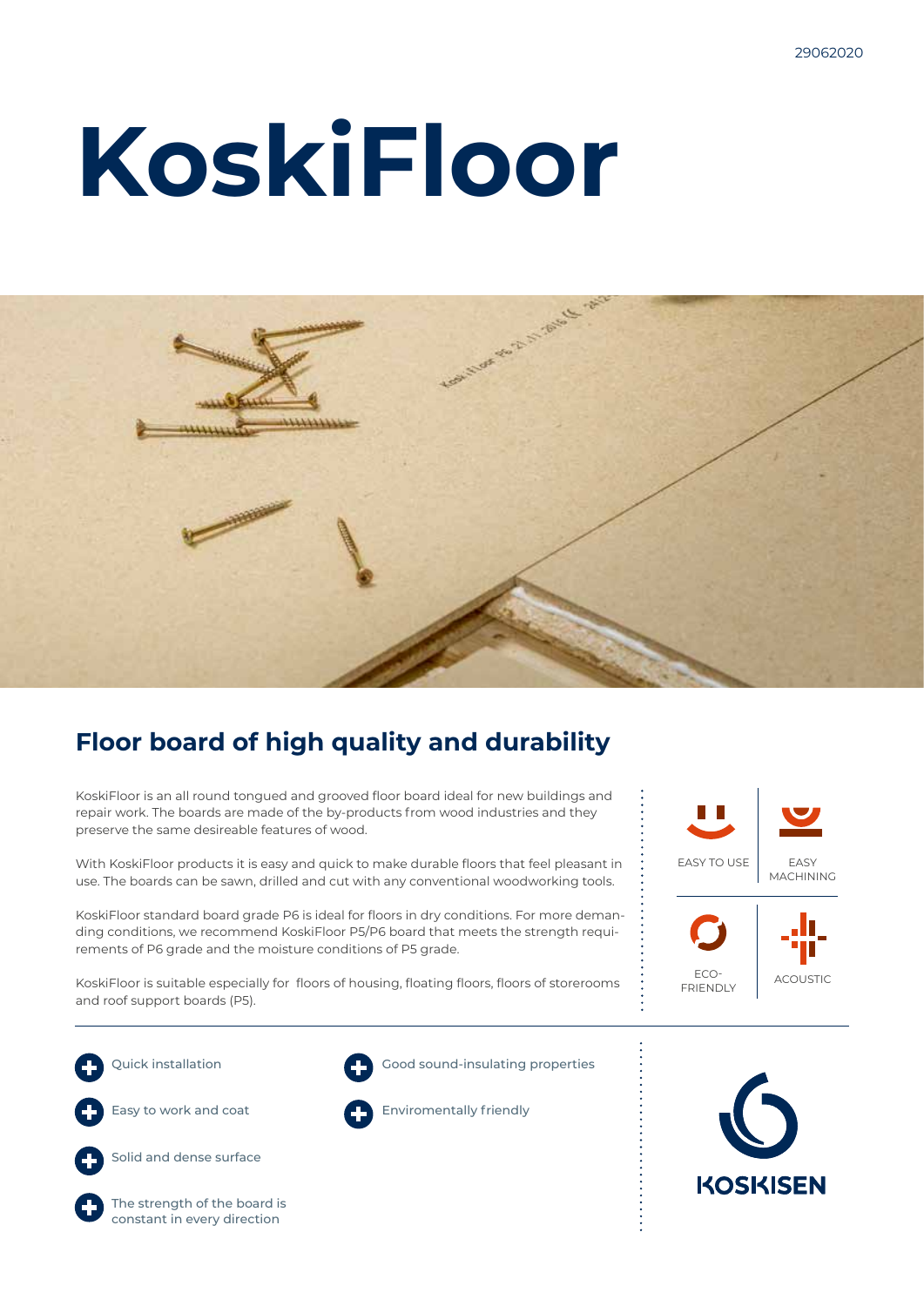29062020

# KoskiFloor

## Floor board of high quality and durability

KoskiFloor is an all round tongued and grooved floor board ideal for new buildings and repair work. The boards are made of the by-products from wood industries and they preserve the same desireable features of wood.

With KoskiFloor products it is easy and quick to make durable floors that feel pleasant in use. The boards can be sawn, drilled and cut with any conventional woodworking tools.

KoskiFloor standard board grade P6 is ideal for floors in dry conditions. For more demanding conditions, we recommend KoskiFloor P5/P6 board that meets the strength requirements of P6 grade and the moisture conditions of P5 grade.

KoskiFloor is suitable especially for floors of housing, floating floors, floors of storerooms and roof support boards (P5).

EASY TO USE

EASY MACHINING

ECO-FRIENDLY

ACOUSTIC

- Quick installation
- Easy to work and coat
- Solid and dense surface
- The strength of the board is constant in every direction
- Good sound-insulating properties
- Enviromentally friendly

KOSKISEN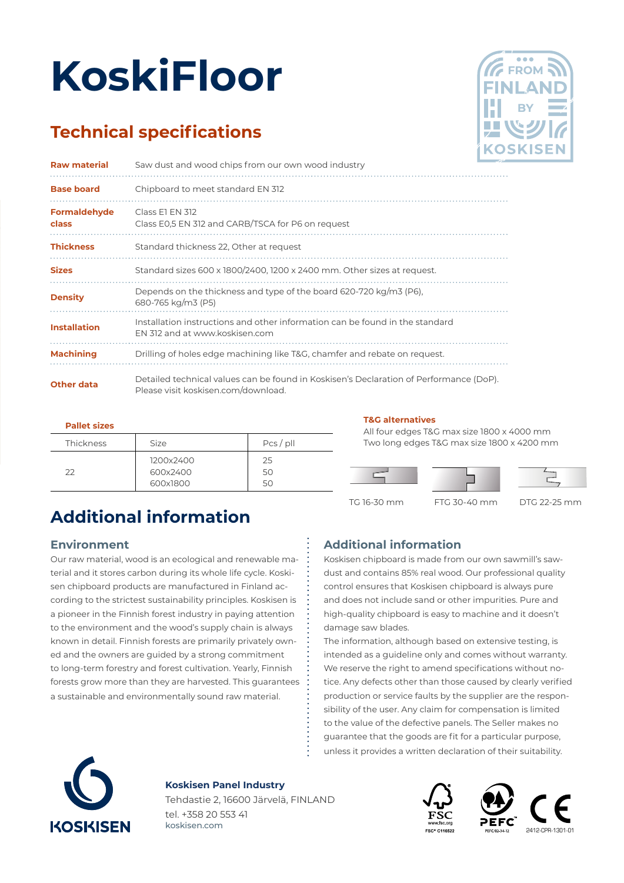# KoskiFloor

## Technical specifications

| | |
|---|---|
| **Raw material** | Saw dust and wood chips from our own wood industry |
| **Base board** | Chipboard to meet standard EN 312 |
| **Formaldehyde class** | Class E1 EN 312<br>Class E0,5 EN 312 and CARB/TSCA for P6 on request |
| **Thickness** | Standard thickness 22, Other at request |
| **Sizes** | Standard sizes 600 x 1800/2400, 1200 x 2400 mm. Other sizes at request. |
| **Density** | Depends on the thickness and type of the board 620-720 kg/m3 (P6), 680-765 kg/m3 (P5) |
| **Installation** | Installation instructions and other information can be found in the standard EN 312 and at www.koskisen.com |
| **Machining** | Drilling of holes edge machining like T&G, chamfer and rebate on request. |
| **Other data** | Detailed technical values can be found in Koskisen's Declaration of Performance (DoP). Please visit koskisen.com/download. |

**Pallet sizes**

| Thickness | Size | Pcs / pll |
|---|---|---|
| 22 | 1200x2400<br>600x2400<br>600x1800 | 25<br>50<br>50 |

**T&G alternatives**

All four edges T&G max size 1800 x 4000 mm
Two long edges T&G max size 1800 x 4200 mm

TG 16-30 mm

FTG 30-40 mm

DTG 22-25 mm

## Additional information

### Environment

Our raw material, wood is an ecological and renewable material and it stores carbon during its whole life cycle. Koskisen chipboard products are manufactured in Finland according to the strictest sustainability principles. Koskisen is a pioneer in the Finnish forest industry in paying attention to the environment and the wood's supply chain is always known in detail. Finnish forests are primarily privately owned and the owners are guided by a strong commitment to long-term forestry and forest cultivation. Yearly, Finnish forests grow more than they are harvested. This guarantees a sustainable and environmentally sound raw material.

### Additional information

Koskisen chipboard is made from our own sawmill's sawdust and contains 85% real wood. Our professional quality control ensures that Koskisen chipboard is always pure and does not include sand or other impurities. Pure and high-quality chipboard is easy to machine and it doesn't damage saw blades.

The information, although based on extensive testing, is intended as a guideline only and comes without warranty. We reserve the right to amend specifications without notice. Any defects other than those caused by clearly verified production or service faults by the supplier are the responsibility of the user. Any claim for compensation is limited to the value of the defective panels. The Seller makes no guarantee that the goods are fit for a particular purpose, unless it provides a written declaration of their suitability.

**Koskisen Panel Industry**
Tehdastie 2, 16600 Järvelä, FINLAND
tel. +358 20 553 41
koskisen.com

FSC® C116522 PEFC/02-34-12 2412-CPR-1301-01